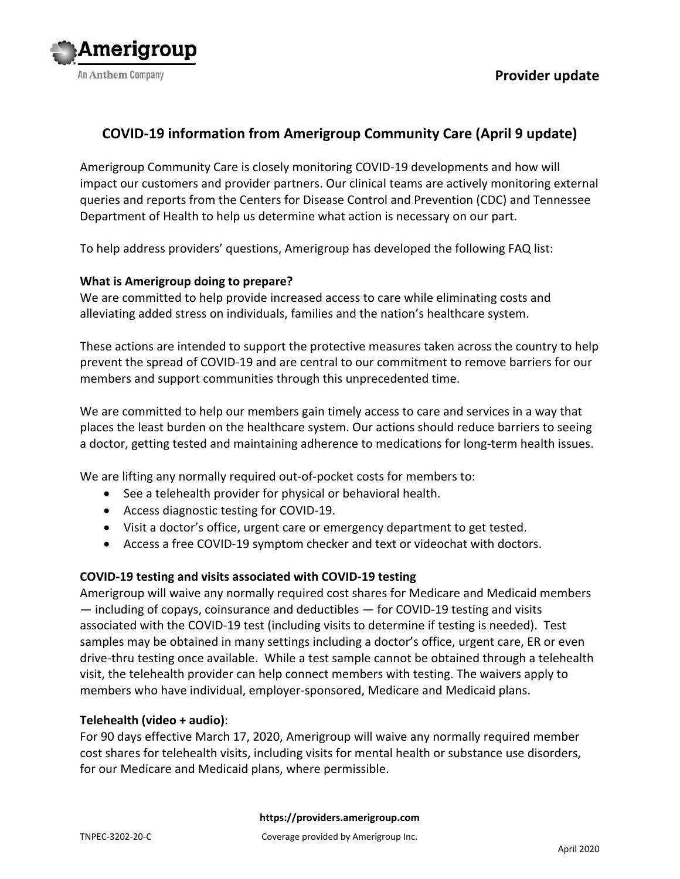Amerigroup
An Anthem Company

**Provider update**

## COVID-19 information from Amerigroup Community Care (April 9 update)

Amerigroup Community Care is closely monitoring COVID-19 developments and how will impact our customers and provider partners. Our clinical teams are actively monitoring external queries and reports from the Centers for Disease Control and Prevention (CDC) and Tennessee Department of Health to help us determine what action is necessary on our part.

To help address providers' questions, Amerigroup has developed the following FAQ list:

**What is Amerigroup doing to prepare?**
We are committed to help provide increased access to care while eliminating costs and alleviating added stress on individuals, families and the nation's healthcare system.

These actions are intended to support the protective measures taken across the country to help prevent the spread of COVID-19 and are central to our commitment to remove barriers for our members and support communities through this unprecedented time.

We are committed to help our members gain timely access to care and services in a way that places the least burden on the healthcare system. Our actions should reduce barriers to seeing a doctor, getting tested and maintaining adherence to medications for long-term health issues.

We are lifting any normally required out-of-pocket costs for members to:

- See a telehealth provider for physical or behavioral health.
- Access diagnostic testing for COVID-19.
- Visit a doctor's office, urgent care or emergency department to get tested.
- Access a free COVID-19 symptom checker and text or videochat with doctors.

**COVID-19 testing and visits associated with COVID-19 testing**
Amerigroup will waive any normally required cost shares for Medicare and Medicaid members — including of copays, coinsurance and deductibles — for COVID-19 testing and visits associated with the COVID-19 test (including visits to determine if testing is needed). Test samples may be obtained in many settings including a doctor's office, urgent care, ER or even drive-thru testing once available. While a test sample cannot be obtained through a telehealth visit, the telehealth provider can help connect members with testing. The waivers apply to members who have individual, employer-sponsored, Medicare and Medicaid plans.

**Telehealth (video + audio)**:
For 90 days effective March 17, 2020, Amerigroup will waive any normally required member cost shares for telehealth visits, including visits for mental health or substance use disorders, for our Medicare and Medicaid plans, where permissible.

**https://providers.amerigroup.com**

TNPEC-3202-20-C    Coverage provided by Amerigroup Inc.

April 2020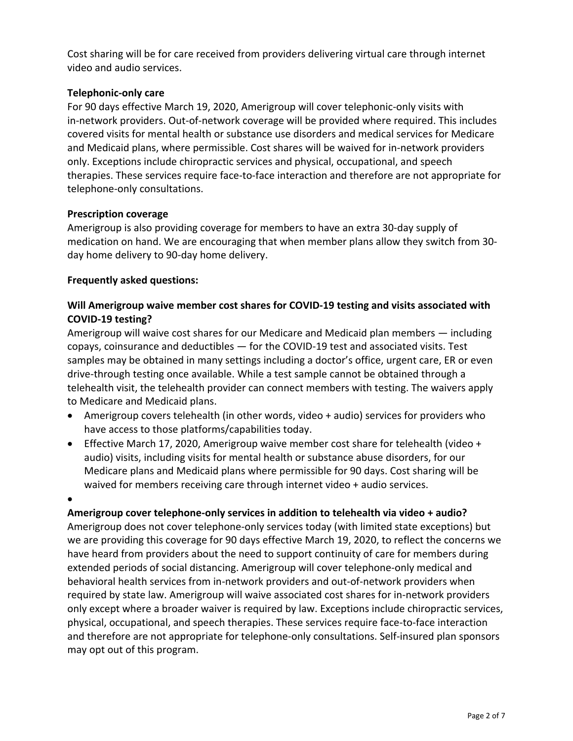Cost sharing will be for care received from providers delivering virtual care through internet video and audio services.

**Telephonic-only care**

For 90 days effective March 19, 2020, Amerigroup will cover telephonic-only visits with in-network providers. Out-of-network coverage will be provided where required. This includes covered visits for mental health or substance use disorders and medical services for Medicare and Medicaid plans, where permissible. Cost shares will be waived for in-network providers only. Exceptions include chiropractic services and physical, occupational, and speech therapies. These services require face-to-face interaction and therefore are not appropriate for telephone-only consultations.

**Prescription coverage**

Amerigroup is also providing coverage for members to have an extra 30-day supply of medication on hand. We are encouraging that when member plans allow they switch from 30-day home delivery to 90-day home delivery.

**Frequently asked questions:**

**Will Amerigroup waive member cost shares for COVID-19 testing and visits associated with COVID-19 testing?**

Amerigroup will waive cost shares for our Medicare and Medicaid plan members — including copays, coinsurance and deductibles — for the COVID-19 test and associated visits. Test samples may be obtained in many settings including a doctor's office, urgent care, ER or even drive-through testing once available. While a test sample cannot be obtained through a telehealth visit, the telehealth provider can connect members with testing. The waivers apply to Medicare and Medicaid plans.

- Amerigroup covers telehealth (in other words, video + audio) services for providers who have access to those platforms/capabilities today.
- Effective March 17, 2020, Amerigroup waive member cost share for telehealth (video + audio) visits, including visits for mental health or substance abuse disorders, for our Medicare plans and Medicaid plans where permissible for 90 days. Cost sharing will be waived for members receiving care through internet video + audio services.
- 

**Amerigroup cover telephone-only services in addition to telehealth via video + audio?**

Amerigroup does not cover telephone-only services today (with limited state exceptions) but we are providing this coverage for 90 days effective March 19, 2020, to reflect the concerns we have heard from providers about the need to support continuity of care for members during extended periods of social distancing. Amerigroup will cover telephone-only medical and behavioral health services from in-network providers and out-of-network providers when required by state law. Amerigroup will waive associated cost shares for in-network providers only except where a broader waiver is required by law. Exceptions include chiropractic services, physical, occupational, and speech therapies. These services require face-to-face interaction and therefore are not appropriate for telephone-only consultations. Self-insured plan sponsors may opt out of this program.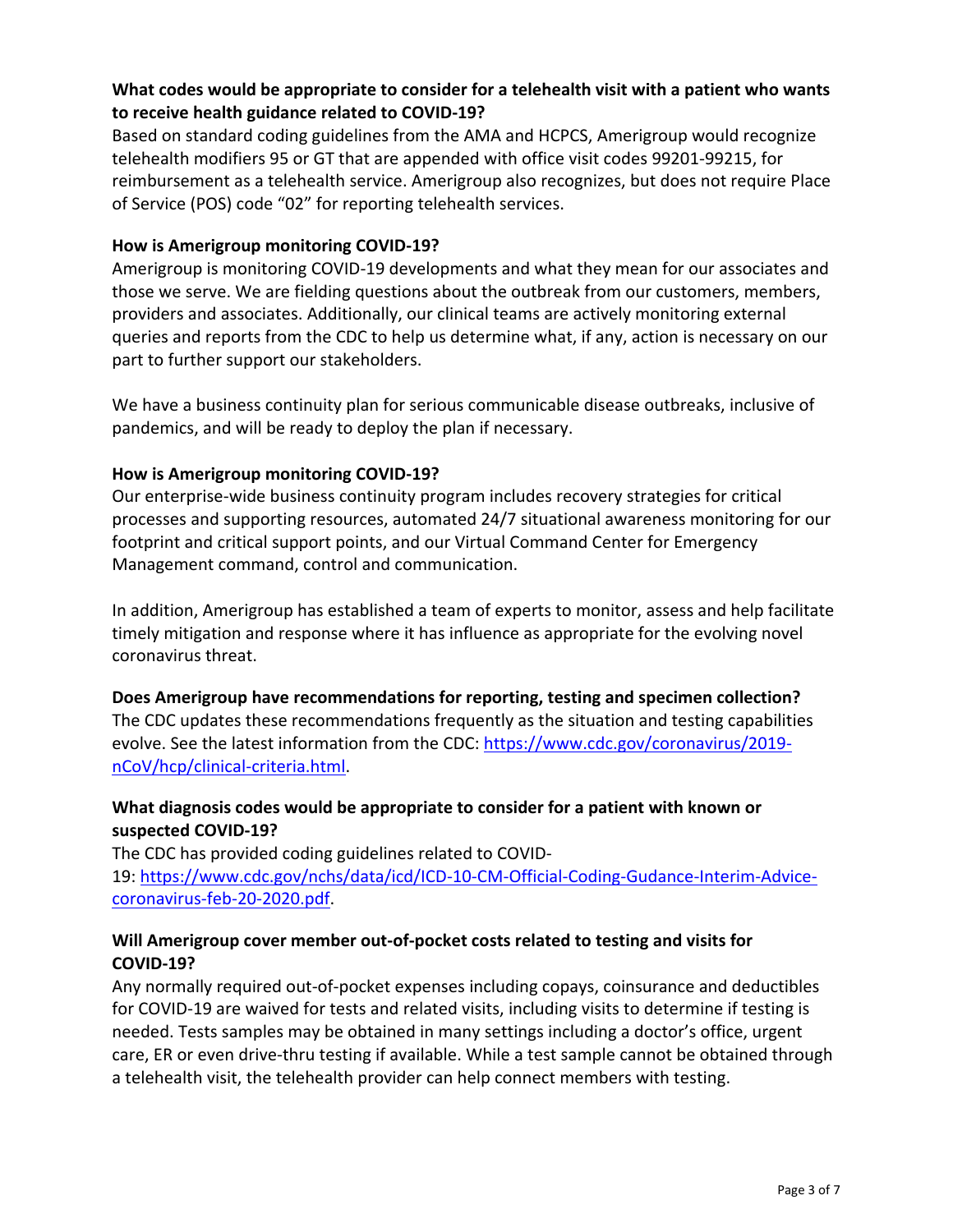**What codes would be appropriate to consider for a telehealth visit with a patient who wants to receive health guidance related to COVID-19?**

Based on standard coding guidelines from the AMA and HCPCS, Amerigroup would recognize telehealth modifiers 95 or GT that are appended with office visit codes 99201-99215, for reimbursement as a telehealth service. Amerigroup also recognizes, but does not require Place of Service (POS) code "02" for reporting telehealth services.

**How is Amerigroup monitoring COVID-19?**

Amerigroup is monitoring COVID-19 developments and what they mean for our associates and those we serve. We are fielding questions about the outbreak from our customers, members, providers and associates. Additionally, our clinical teams are actively monitoring external queries and reports from the CDC to help us determine what, if any, action is necessary on our part to further support our stakeholders.

We have a business continuity plan for serious communicable disease outbreaks, inclusive of pandemics, and will be ready to deploy the plan if necessary.

**How is Amerigroup monitoring COVID-19?**

Our enterprise-wide business continuity program includes recovery strategies for critical processes and supporting resources, automated 24/7 situational awareness monitoring for our footprint and critical support points, and our Virtual Command Center for Emergency Management command, control and communication.

In addition, Amerigroup has established a team of experts to monitor, assess and help facilitate timely mitigation and response where it has influence as appropriate for the evolving novel coronavirus threat.

**Does Amerigroup have recommendations for reporting, testing and specimen collection?**

The CDC updates these recommendations frequently as the situation and testing capabilities evolve. See the latest information from the CDC: https://www.cdc.gov/coronavirus/2019-nCoV/hcp/clinical-criteria.html.

**What diagnosis codes would be appropriate to consider for a patient with known or suspected COVID-19?**

The CDC has provided coding guidelines related to COVID-19: https://www.cdc.gov/nchs/data/icd/ICD-10-CM-Official-Coding-Gudance-Interim-Advice-coronavirus-feb-20-2020.pdf.

**Will Amerigroup cover member out-of-pocket costs related to testing and visits for COVID-19?**

Any normally required out-of-pocket expenses including copays, coinsurance and deductibles for COVID-19 are waived for tests and related visits, including visits to determine if testing is needed. Tests samples may be obtained in many settings including a doctor's office, urgent care, ER or even drive-thru testing if available. While a test sample cannot be obtained through a telehealth visit, the telehealth provider can help connect members with testing.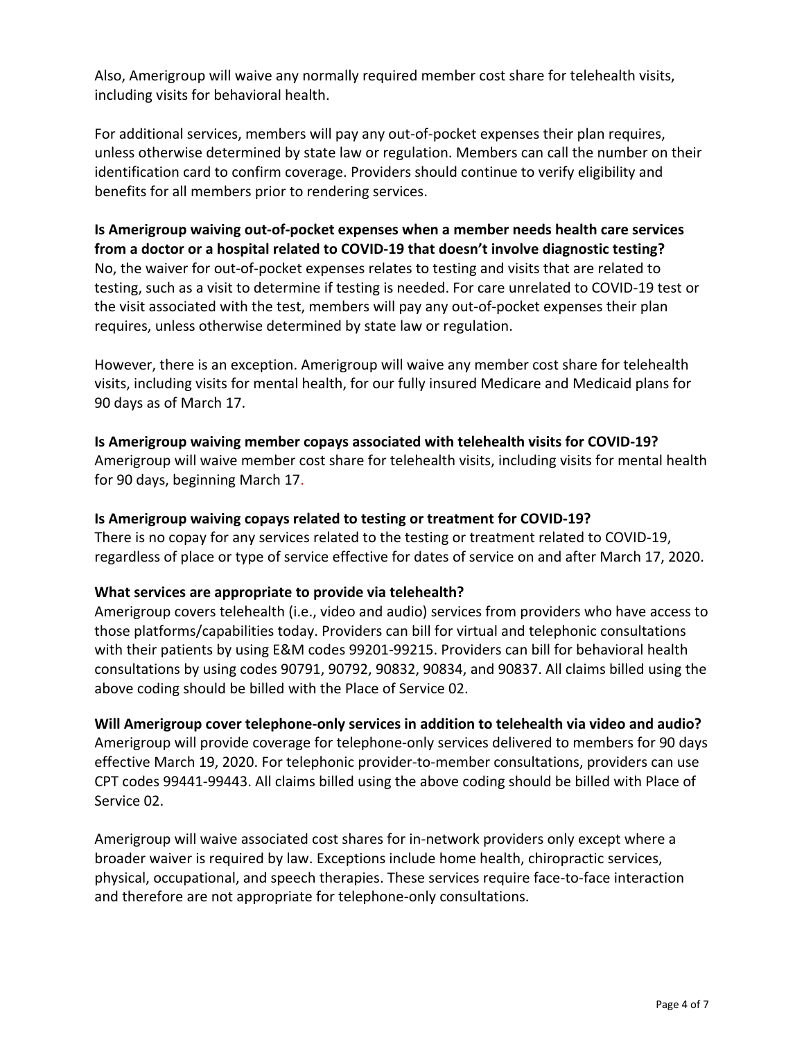Also, Amerigroup will waive any normally required member cost share for telehealth visits, including visits for behavioral health.

For additional services, members will pay any out-of-pocket expenses their plan requires, unless otherwise determined by state law or regulation. Members can call the number on their identification card to confirm coverage. Providers should continue to verify eligibility and benefits for all members prior to rendering services.

**Is Amerigroup waiving out-of-pocket expenses when a member needs health care services from a doctor or a hospital related to COVID-19 that doesn't involve diagnostic testing?**
No, the waiver for out-of-pocket expenses relates to testing and visits that are related to testing, such as a visit to determine if testing is needed. For care unrelated to COVID-19 test or the visit associated with the test, members will pay any out-of-pocket expenses their plan requires, unless otherwise determined by state law or regulation.

However, there is an exception. Amerigroup will waive any member cost share for telehealth visits, including visits for mental health, for our fully insured Medicare and Medicaid plans for 90 days as of March 17.

**Is Amerigroup waiving member copays associated with telehealth visits for COVID-19?**
Amerigroup will waive member cost share for telehealth visits, including visits for mental health for 90 days, beginning March 17.

**Is Amerigroup waiving copays related to testing or treatment for COVID-19?**
There is no copay for any services related to the testing or treatment related to COVID-19, regardless of place or type of service effective for dates of service on and after March 17, 2020.

**What services are appropriate to provide via telehealth?**
Amerigroup covers telehealth (i.e., video and audio) services from providers who have access to those platforms/capabilities today. Providers can bill for virtual and telephonic consultations with their patients by using E&M codes 99201-99215. Providers can bill for behavioral health consultations by using codes 90791, 90792, 90832, 90834, and 90837. All claims billed using the above coding should be billed with the Place of Service 02.

**Will Amerigroup cover telephone-only services in addition to telehealth via video and audio?**
Amerigroup will provide coverage for telephone-only services delivered to members for 90 days effective March 19, 2020. For telephonic provider-to-member consultations, providers can use CPT codes 99441-99443. All claims billed using the above coding should be billed with Place of Service 02.

Amerigroup will waive associated cost shares for in-network providers only except where a broader waiver is required by law. Exceptions include home health, chiropractic services, physical, occupational, and speech therapies. These services require face-to-face interaction and therefore are not appropriate for telephone-only consultations.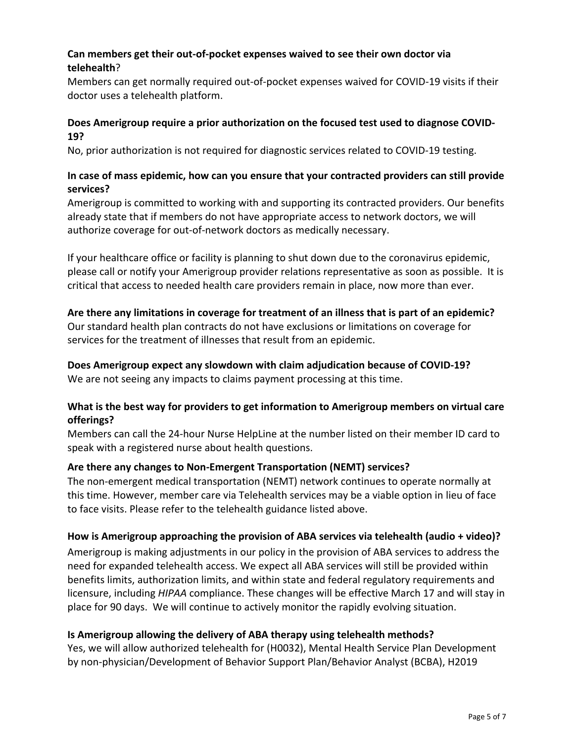**Can members get their out-of-pocket expenses waived to see their own doctor via telehealth**?

Members can get normally required out-of-pocket expenses waived for COVID-19 visits if their doctor uses a telehealth platform.

**Does Amerigroup require a prior authorization on the focused test used to diagnose COVID-19?**

No, prior authorization is not required for diagnostic services related to COVID-19 testing.

**In case of mass epidemic, how can you ensure that your contracted providers can still provide services?**

Amerigroup is committed to working with and supporting its contracted providers. Our benefits already state that if members do not have appropriate access to network doctors, we will authorize coverage for out-of-network doctors as medically necessary.

If your healthcare office or facility is planning to shut down due to the coronavirus epidemic, please call or notify your Amerigroup provider relations representative as soon as possible. It is critical that access to needed health care providers remain in place, now more than ever.

**Are there any limitations in coverage for treatment of an illness that is part of an epidemic?**

Our standard health plan contracts do not have exclusions or limitations on coverage for services for the treatment of illnesses that result from an epidemic.

**Does Amerigroup expect any slowdown with claim adjudication because of COVID-19?**

We are not seeing any impacts to claims payment processing at this time.

**What is the best way for providers to get information to Amerigroup members on virtual care offerings?**

Members can call the 24-hour Nurse HelpLine at the number listed on their member ID card to speak with a registered nurse about health questions.

**Are there any changes to Non-Emergent Transportation (NEMT) services?**

The non-emergent medical transportation (NEMT) network continues to operate normally at this time. However, member care via Telehealth services may be a viable option in lieu of face to face visits. Please refer to the telehealth guidance listed above.

**How is Amerigroup approaching the provision of ABA services via telehealth (audio + video)?**

Amerigroup is making adjustments in our policy in the provision of ABA services to address the need for expanded telehealth access. We expect all ABA services will still be provided within benefits limits, authorization limits, and within state and federal regulatory requirements and licensure, including *HIPAA* compliance. These changes will be effective March 17 and will stay in place for 90 days. We will continue to actively monitor the rapidly evolving situation.

**Is Amerigroup allowing the delivery of ABA therapy using telehealth methods?**

Yes, we will allow authorized telehealth for (H0032), Mental Health Service Plan Development by non-physician/Development of Behavior Support Plan/Behavior Analyst (BCBA), H2019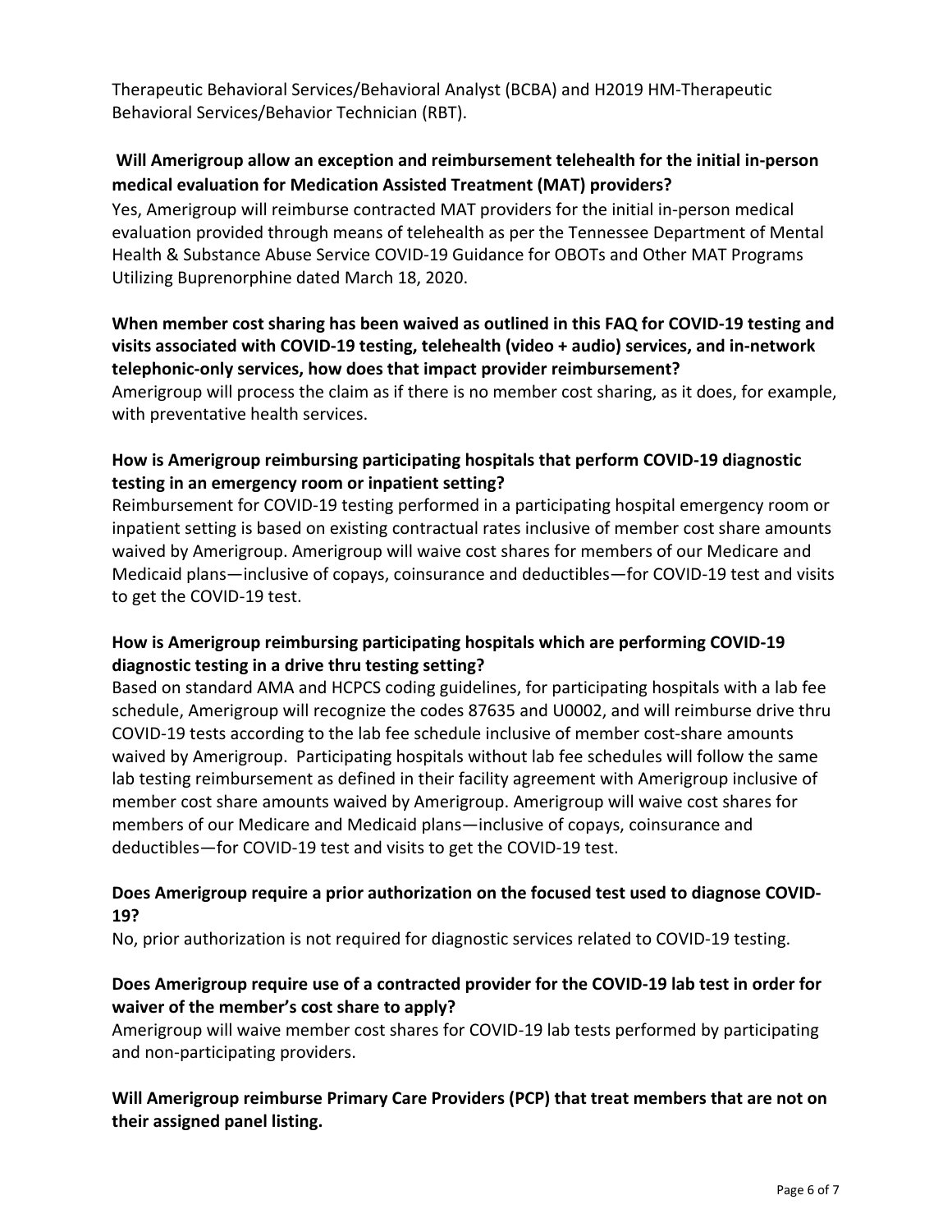Therapeutic Behavioral Services/Behavioral Analyst (BCBA) and H2019 HM-Therapeutic Behavioral Services/Behavior Technician (RBT).

**Will Amerigroup allow an exception and reimbursement telehealth for the initial in-person medical evaluation for Medication Assisted Treatment (MAT) providers?**

Yes, Amerigroup will reimburse contracted MAT providers for the initial in-person medical evaluation provided through means of telehealth as per the Tennessee Department of Mental Health & Substance Abuse Service COVID-19 Guidance for OBOTs and Other MAT Programs Utilizing Buprenorphine dated March 18, 2020.

**When member cost sharing has been waived as outlined in this FAQ for COVID-19 testing and visits associated with COVID-19 testing, telehealth (video + audio) services, and in-network telephonic-only services, how does that impact provider reimbursement?**

Amerigroup will process the claim as if there is no member cost sharing, as it does, for example, with preventative health services.

**How is Amerigroup reimbursing participating hospitals that perform COVID-19 diagnostic testing in an emergency room or inpatient setting?**

Reimbursement for COVID-19 testing performed in a participating hospital emergency room or inpatient setting is based on existing contractual rates inclusive of member cost share amounts waived by Amerigroup. Amerigroup will waive cost shares for members of our Medicare and Medicaid plans—inclusive of copays, coinsurance and deductibles—for COVID-19 test and visits to get the COVID-19 test.

**How is Amerigroup reimbursing participating hospitals which are performing COVID-19 diagnostic testing in a drive thru testing setting?**

Based on standard AMA and HCPCS coding guidelines, for participating hospitals with a lab fee schedule, Amerigroup will recognize the codes 87635 and U0002, and will reimburse drive thru COVID-19 tests according to the lab fee schedule inclusive of member cost-share amounts waived by Amerigroup. Participating hospitals without lab fee schedules will follow the same lab testing reimbursement as defined in their facility agreement with Amerigroup inclusive of member cost share amounts waived by Amerigroup. Amerigroup will waive cost shares for members of our Medicare and Medicaid plans—inclusive of copays, coinsurance and deductibles—for COVID-19 test and visits to get the COVID-19 test.

**Does Amerigroup require a prior authorization on the focused test used to diagnose COVID-19?**

No, prior authorization is not required for diagnostic services related to COVID-19 testing.

**Does Amerigroup require use of a contracted provider for the COVID-19 lab test in order for waiver of the member's cost share to apply?**

Amerigroup will waive member cost shares for COVID-19 lab tests performed by participating and non-participating providers.

**Will Amerigroup reimburse Primary Care Providers (PCP) that treat members that are not on their assigned panel listing.**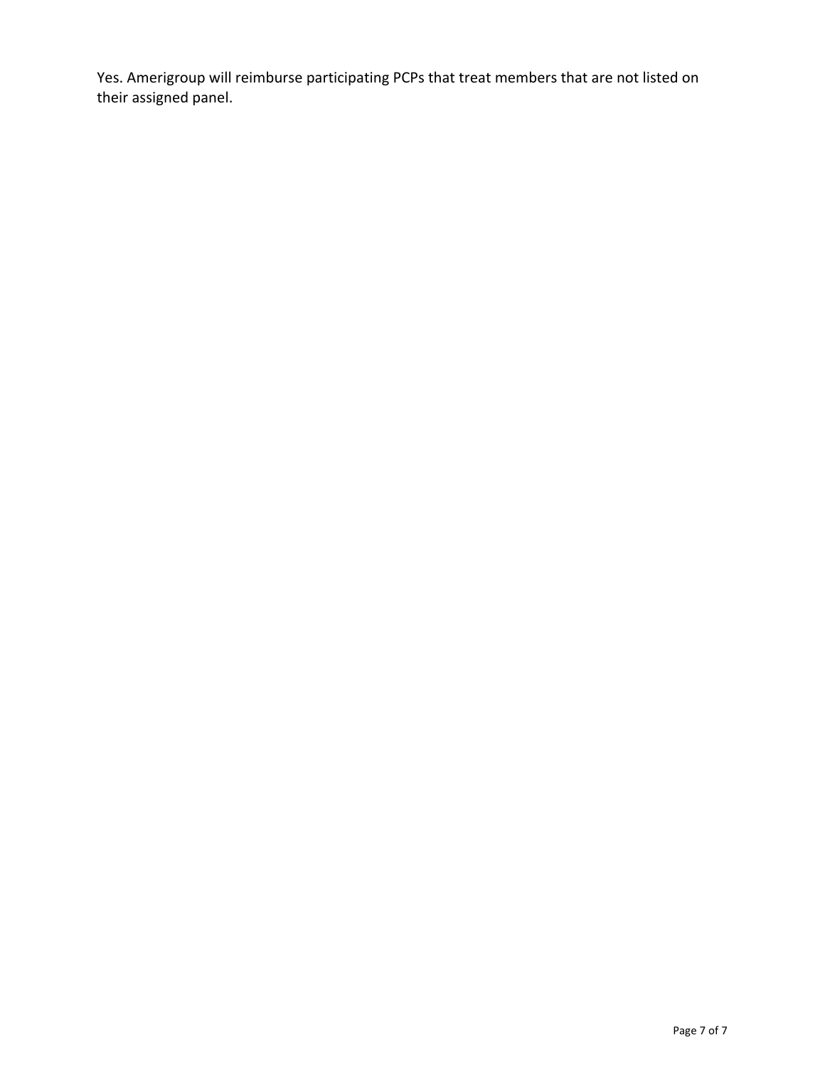Yes. Amerigroup will reimburse participating PCPs that treat members that are not listed on their assigned panel.